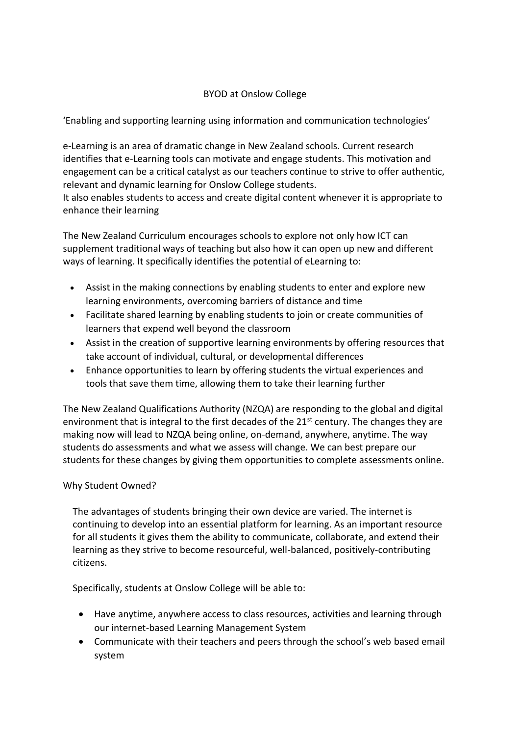# BYOD at Onslow College

'Enabling and supporting learning using information and communication technologies'

e-Learning is an area of dramatic change in New Zealand schools. Current research identifies that e-Learning tools can motivate and engage students. This motivation and engagement can be a critical catalyst as our teachers continue to strive to offer authentic, relevant and dynamic learning for Onslow College students.
It also enables students to access and create digital content whenever it is appropriate to enhance their learning

The New Zealand Curriculum encourages schools to explore not only how ICT can supplement traditional ways of teaching but also how it can open up new and different ways of learning. It specifically identifies the potential of eLearning to:

- Assist in the making connections by enabling students to enter and explore new learning environments, overcoming barriers of distance and time
- Facilitate shared learning by enabling students to join or create communities of learners that expend well beyond the classroom
- Assist in the creation of supportive learning environments by offering resources that take account of individual, cultural, or developmental differences
- Enhance opportunities to learn by offering students the virtual experiences and tools that save them time, allowing them to take their learning further

The New Zealand Qualifications Authority (NZQA) are responding to the global and digital environment that is integral to the first decades of the 21st century. The changes they are making now will lead to NZQA being online, on-demand, anywhere, anytime. The way students do assessments and what we assess will change. We can best prepare our students for these changes by giving them opportunities to complete assessments online.

## Why Student Owned?

The advantages of students bringing their own device are varied. The internet is continuing to develop into an essential platform for learning. As an important resource for all students it gives them the ability to communicate, collaborate, and extend their learning as they strive to become resourceful, well-balanced, positively-contributing citizens.

Specifically, students at Onslow College will be able to:

- Have anytime, anywhere access to class resources, activities and learning through our internet-based Learning Management System
- Communicate with their teachers and peers through the school's web based email system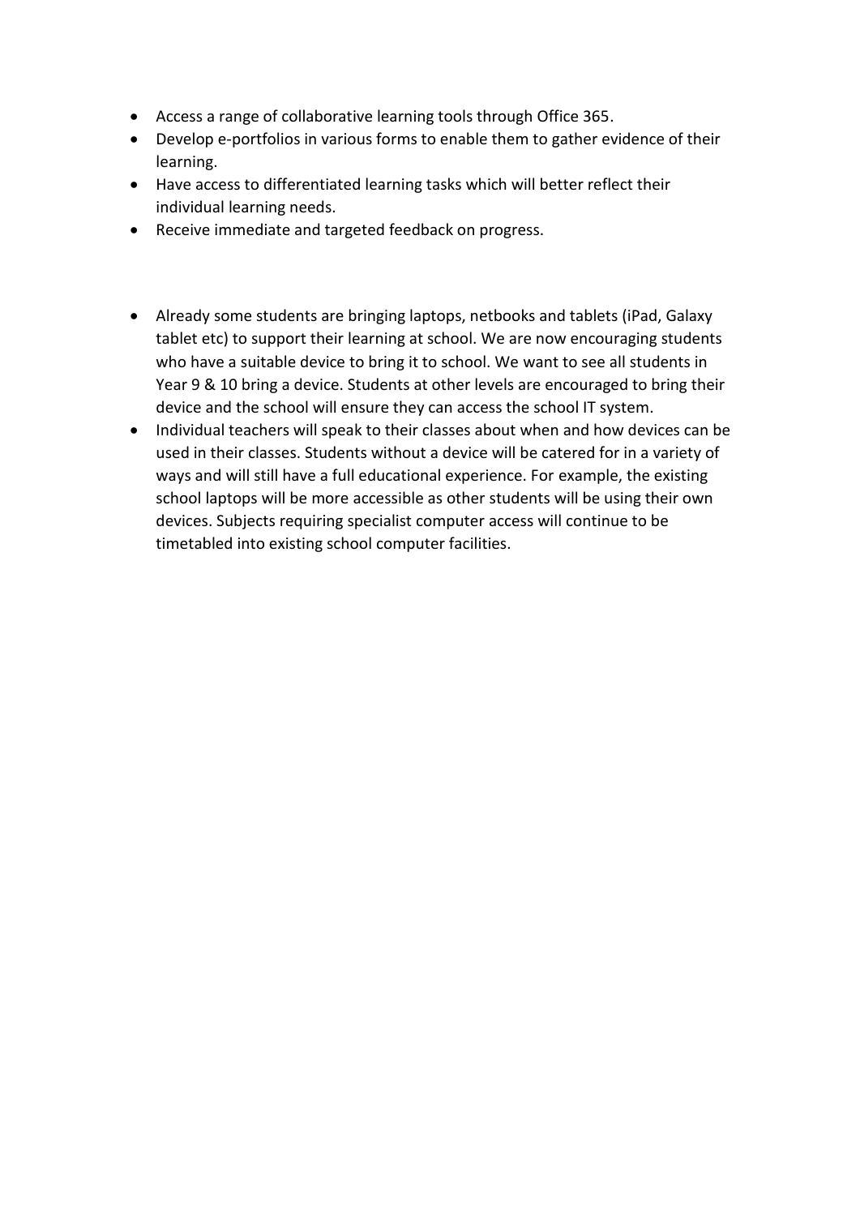- Access a range of collaborative learning tools through Office 365.
- Develop e-portfolios in various forms to enable them to gather evidence of their learning.
- Have access to differentiated learning tasks which will better reflect their individual learning needs.
- Receive immediate and targeted feedback on progress.

- Already some students are bringing laptops, netbooks and tablets (iPad, Galaxy tablet etc) to support their learning at school. We are now encouraging students who have a suitable device to bring it to school. We want to see all students in Year 9 & 10 bring a device. Students at other levels are encouraged to bring their device and the school will ensure they can access the school IT system.
- Individual teachers will speak to their classes about when and how devices can be used in their classes. Students without a device will be catered for in a variety of ways and will still have a full educational experience. For example, the existing school laptops will be more accessible as other students will be using their own devices. Subjects requiring specialist computer access will continue to be timetabled into existing school computer facilities.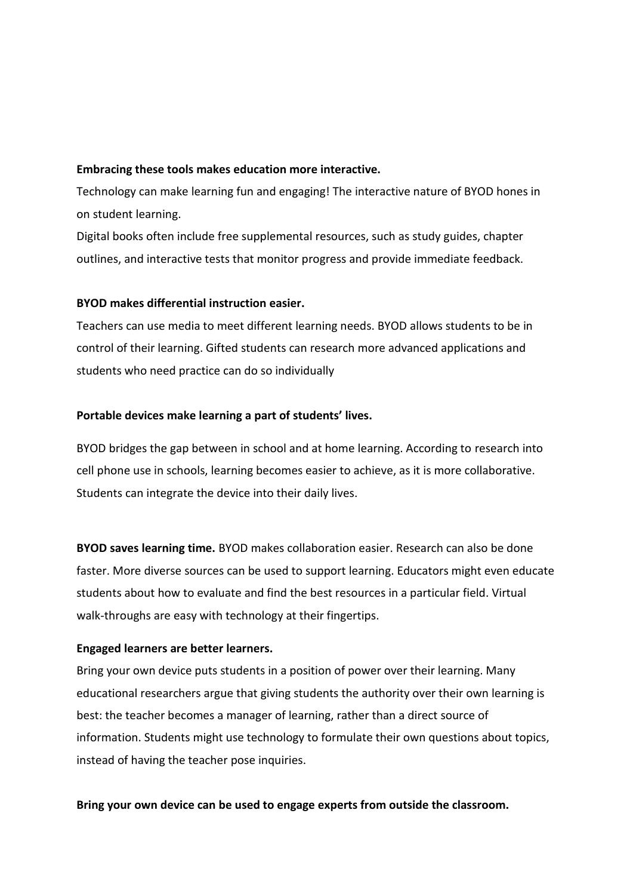**Embracing these tools makes education more interactive.**

Technology can make learning fun and engaging! The interactive nature of BYOD hones in on student learning.

Digital books often include free supplemental resources, such as study guides, chapter outlines, and interactive tests that monitor progress and provide immediate feedback.

**BYOD makes differential instruction easier.**

Teachers can use media to meet different learning needs. BYOD allows students to be in control of their learning. Gifted students can research more advanced applications and students who need practice can do so individually

**Portable devices make learning a part of students' lives.**

BYOD bridges the gap between in school and at home learning. According to research into cell phone use in schools, learning becomes easier to achieve, as it is more collaborative. Students can integrate the device into their daily lives.

**BYOD saves learning time.** BYOD makes collaboration easier. Research can also be done faster. More diverse sources can be used to support learning. Educators might even educate students about how to evaluate and find the best resources in a particular field. Virtual walk-throughs are easy with technology at their fingertips.

**Engaged learners are better learners.**

Bring your own device puts students in a position of power over their learning. Many educational researchers argue that giving students the authority over their own learning is best: the teacher becomes a manager of learning, rather than a direct source of information. Students might use technology to formulate their own questions about topics, instead of having the teacher pose inquiries.

**Bring your own device can be used to engage experts from outside the classroom.**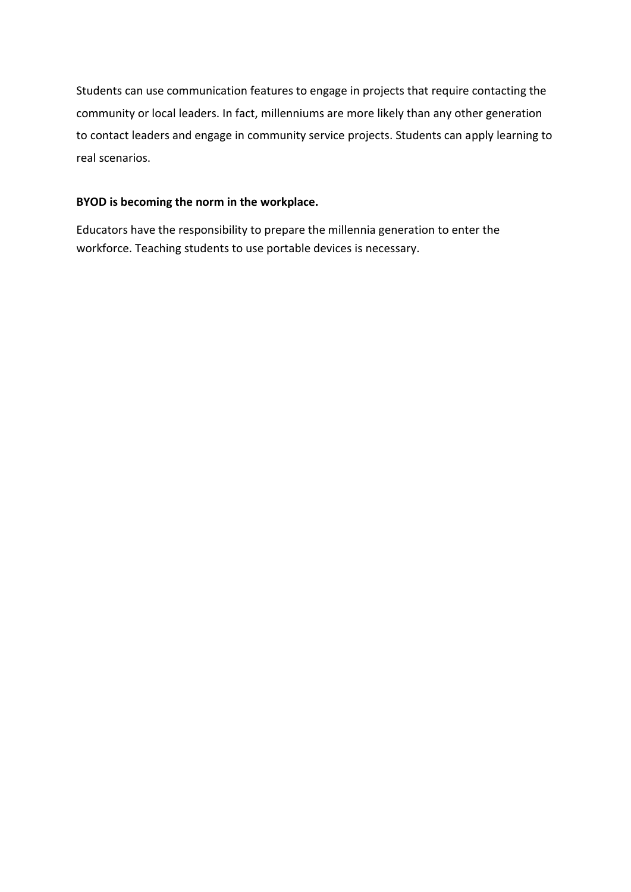Students can use communication features to engage in projects that require contacting the community or local leaders. In fact, millenniums are more likely than any other generation to contact leaders and engage in community service projects. Students can apply learning to real scenarios.

**BYOD is becoming the norm in the workplace.**

Educators have the responsibility to prepare the millennia generation to enter the workforce. Teaching students to use portable devices is necessary.